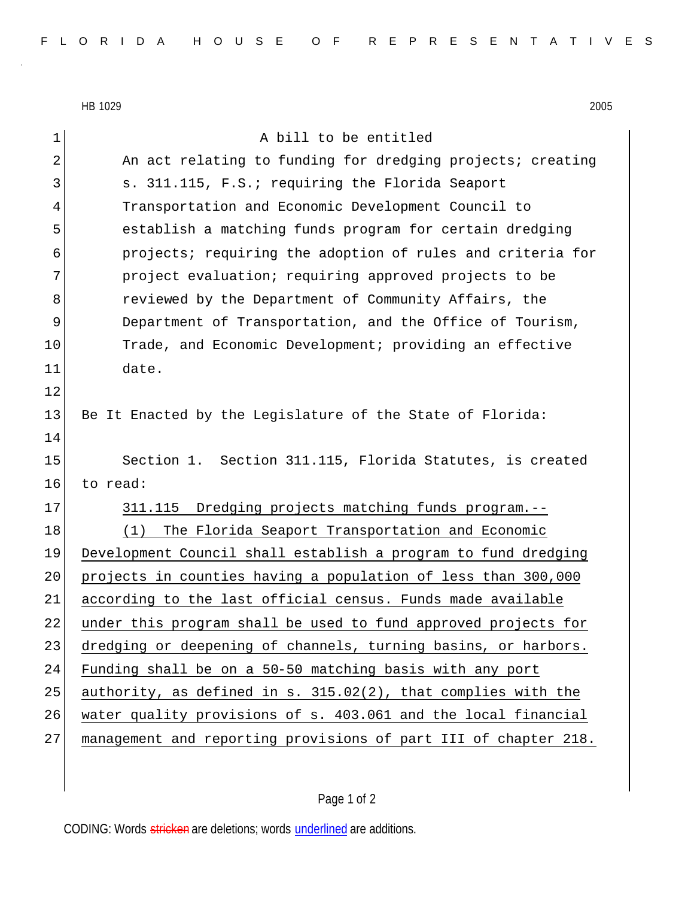HB 1029 2005

A bill to be entitled

An act relating to funding for dredging projects; creating s. 311.115, F.S.; requiring the Florida Seaport Transportation and Economic Development Council to establish a matching funds program for certain dredging projects; requiring the adoption of rules and criteria for project evaluation; requiring approved projects to be reviewed by the Department of Community Affairs, the Department of Transportation, and the Office of Tourism, Trade, and Economic Development; providing an effective date.

Be It Enacted by the Legislature of the State of Florida:

Section 1. Section 311.115, Florida Statutes, is created to read:

311.115 Dredging projects matching funds program.--

(1) The Florida Seaport Transportation and Economic Development Council shall establish a program to fund dredging projects in counties having a population of less than 300,000 according to the last official census. Funds made available under this program shall be used to fund approved projects for dredging or deepening of channels, turning basins, or harbors. Funding shall be on a 50-50 matching basis with any port authority, as defined in s. 315.02(2), that complies with the water quality provisions of s. 403.061 and the local financial management and reporting provisions of part III of chapter 218.

CODING: Words stricken are deletions; words underlined are additions.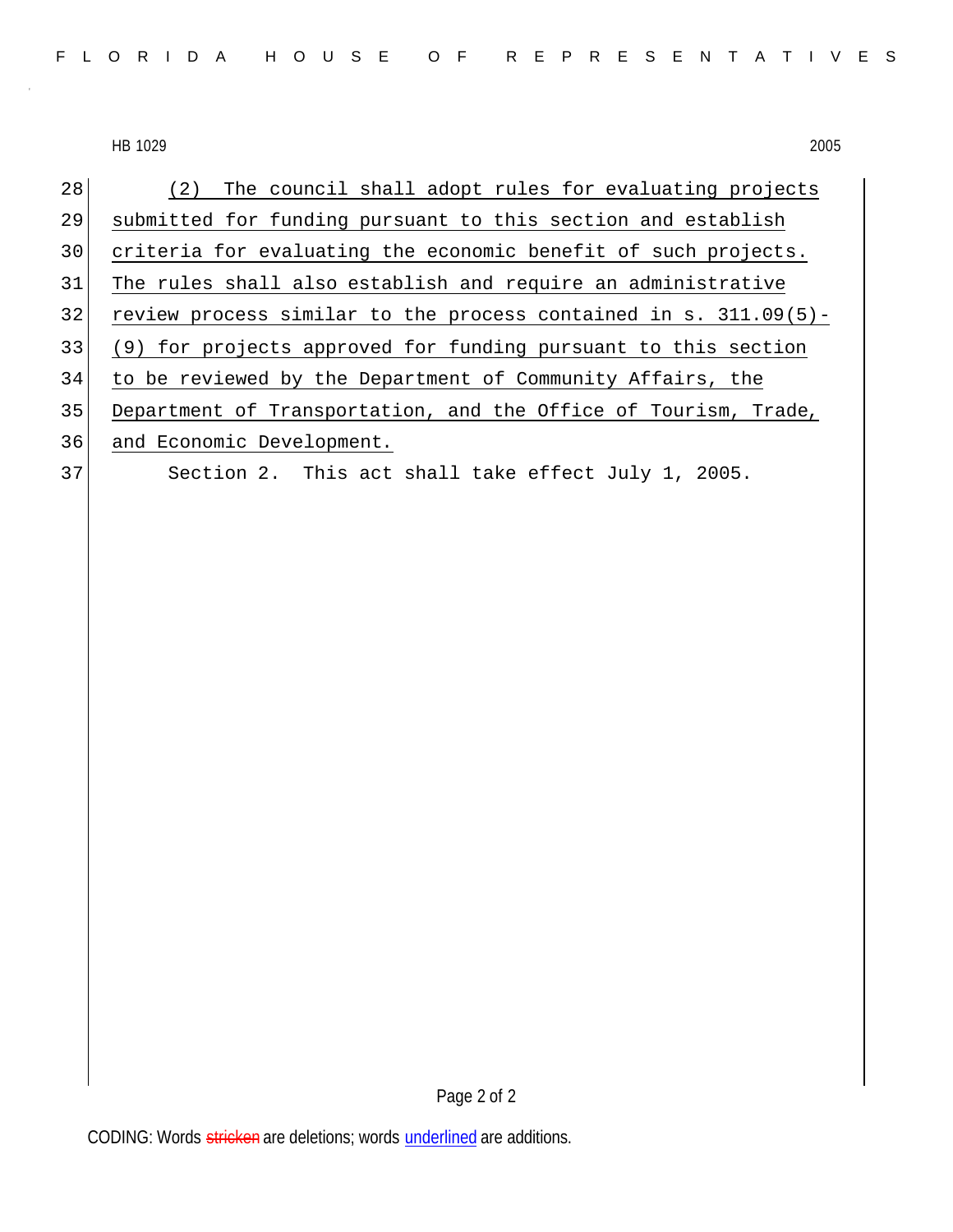(2) The council shall adopt rules for evaluating projects submitted for funding pursuant to this section and establish criteria for evaluating the economic benefit of such projects. The rules shall also establish and require an administrative review process similar to the process contained in s. 311.09(5)-(9) for projects approved for funding pursuant to this section to be reviewed by the Department of Community Affairs, the Department of Transportation, and the Office of Tourism, Trade, and Economic Development.

Section 2. This act shall take effect July 1, 2005.

CODING: Words stricken are deletions; words underlined are additions.